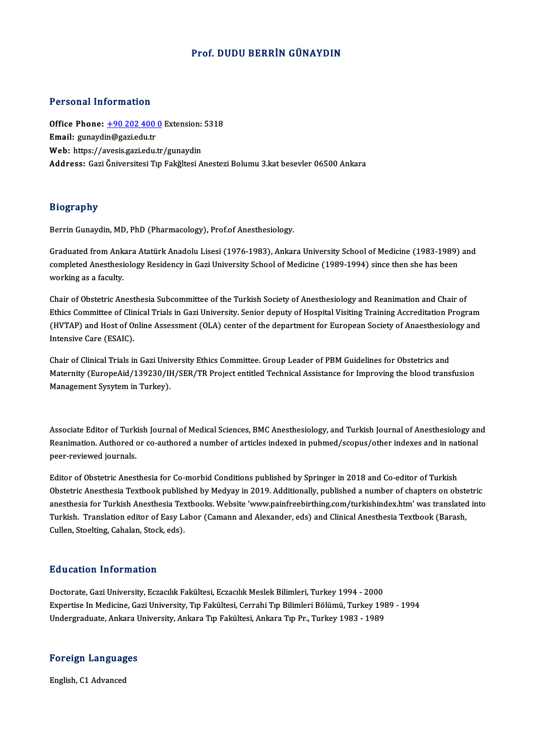# Prof. DUDU BERRİN GÜNAYDIN

## Personal Information

**Office Phone:** +90 202 400 0 Extension: 5318
**Email:** gunaydin@gazi.edu.tr
**Web:** https://avesis.gazi.edu.tr/gunaydin
**Address:** Gazi Ğniversitesi Tıp Fakğltesi Anestezi Bolumu 3.kat besevler 06500 Ankara

## Biography

Berrin Gunaydin, MD, PhD (Pharmacology), Prof.of Anesthesiology.

Graduated from Ankara Atatürk Anadolu Lisesi (1976-1983), Ankara University School of Medicine (1983-1989) and completed Anesthesiology Residency in Gazi University School of Medicine (1989-1994) since then she has been working as a faculty.

Chair of Obstetric Anesthesia Subcommittee of the Turkish Society of Anesthesiology and Reanimation and Chair of Ethics Committee of Clinical Trials in Gazi University. Senior deputy of Hospital Visiting Training Accreditation Program (HVTAP) and Host of Online Assessment (OLA) center of the department for European Society of Anaesthesiology and Intensive Care (ESAIC).

Chair of Clinical Trials in Gazi University Ethics Committee. Group Leader of PBM Guidelines for Obstetrics and Maternity (EuropeAid/139230/IH/SER/TR Project entitled Technical Assistance for Improving the blood transfusion Management Sysytem in Turkey).

Associate Editor of Turkish Journal of Medical Sciences, BMC Anesthesiology, and Turkish Journal of Anesthesiology and Reanimation. Authored or co-authored a number of articles indexed in pubmed/scopus/other indexes and in national peer-reviewed journals.

Editor of Obstetric Anesthesia for Co-morbid Conditions published by Springer in 2018 and Co-editor of Turkish Obstetric Anesthesia Textbook published by Medyay in 2019. Additionally, published a number of chapters on obstetric anesthesia for Turkish Anesthesia Textbooks. Website 'www.painfreebirthing.com/turkishindex.htm' was translated into Turkish. Translation editor of Easy Labor (Camann and Alexander, eds) and Clinical Anesthesia Textbook (Barash, Cullen, Stoelting, Cahalan, Stock, eds).

## Education Information

Doctorate, Gazi University, Eczacılık Fakültesi, Eczacılık Meslek Bilimleri, Turkey 1994 - 2000
Expertise In Medicine, Gazi University, Tıp Fakültesi, Cerrahi Tıp Bilimleri Bölümü, Turkey 1989 - 1994
Undergraduate, Ankara University, Ankara Tıp Fakültesi, Ankara Tıp Pr., Turkey 1983 - 1989

## Foreign Languages

English, C1 Advanced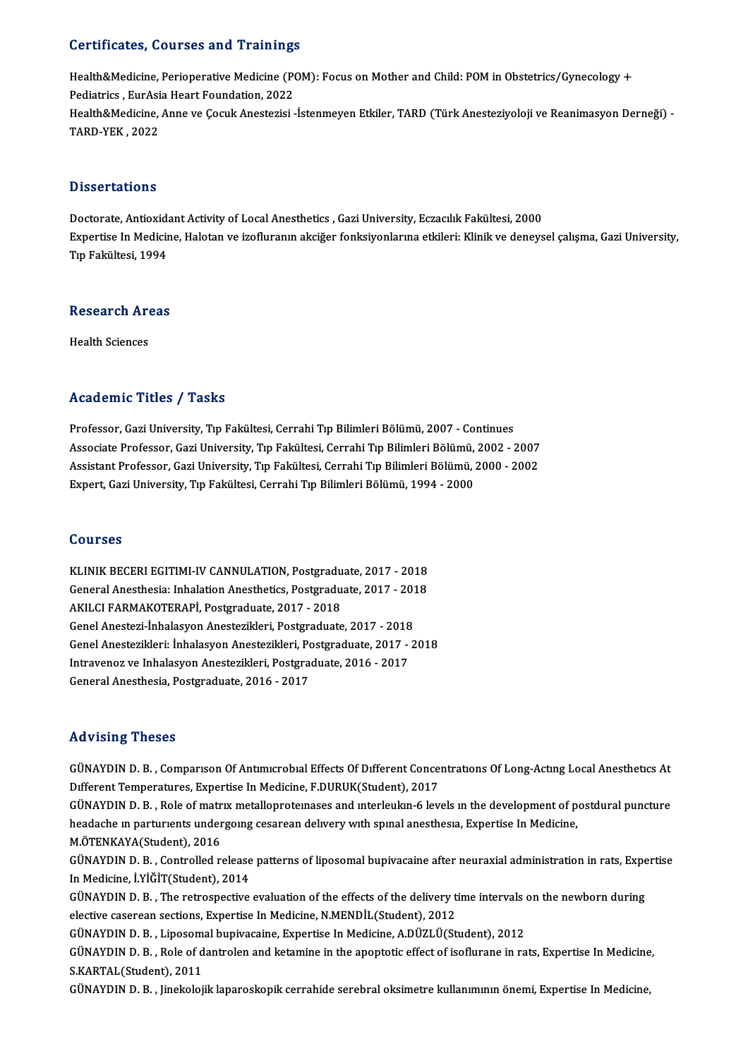## Certificates, Courses and Trainings

Health&Medicine, Perioperative Medicine (POM): Focus on Mother and Child: POM in Obstetrics/Gynecology + Pediatrics , EurAsia Heart Foundation, 2022

Health&Medicine, Anne ve Çocuk Anestezisi -İstenmeyen Etkiler, TARD (Türk Anesteziyoloji ve Reanimasyon Derneği) - TARD-YEK , 2022

## Dissertations

Doctorate, Antioxidant Activity of Local Anesthetics , Gazi University, Eczacılık Fakültesi, 2000

Expertise In Medicine, Halotan ve izofluranın akciğer fonksiyonlarına etkileri: Klinik ve deneysel çalışma, Gazi University, Tıp Fakültesi, 1994

## Research Areas

Health Sciences

## Academic Titles / Tasks

Professor, Gazi University, Tıp Fakültesi, Cerrahi Tıp Bilimleri Bölümü, 2007 - Continues

Associate Professor, Gazi University, Tıp Fakültesi, Cerrahi Tıp Bilimleri Bölümü, 2002 - 2007

Assistant Professor, Gazi University, Tıp Fakültesi, Cerrahi Tıp Bilimleri Bölümü, 2000 - 2002

Expert, Gazi University, Tıp Fakültesi, Cerrahi Tıp Bilimleri Bölümü, 1994 - 2000

## Courses

KLINIK BECERI EGITIMI-IV CANNULATION, Postgraduate, 2017 - 2018

General Anesthesia: Inhalation Anesthetics, Postgraduate, 2017 - 2018

AKILCI FARMAKOTERAPİ, Postgraduate, 2017 - 2018

Genel Anestezi-İnhalasyon Anestezikleri, Postgraduate, 2017 - 2018

Genel Anestezikleri: İnhalasyon Anestezikleri, Postgraduate, 2017 - 2018

Intravenoz ve Inhalasyon Anestezikleri, Postgraduate, 2016 - 2017

General Anesthesia, Postgraduate, 2016 - 2017

## Advising Theses

GÜNAYDIN D. B. , Comparıson Of Antımıcrobıal Effects Of Dıfferent Concentratıons Of Long-Actıng Local Anesthetıcs At Dıfferent Temperatures, Expertise In Medicine, F.DURUK(Student), 2017

GÜNAYDIN D. B. , Role of matrıx metalloproteınases and ınterleukın-6 levels ın the development of postdural puncture headache ın parturıents undergoıng cesarean delıvery wıth spınal anesthesıa, Expertise In Medicine, M.ÖTENKAYA(Student), 2016

GÜNAYDIN D. B. , Controlled release patterns of liposomal bupivacaine after neuraxial administration in rats, Expertise In Medicine, İ.YİĞİT(Student), 2014

GÜNAYDIN D. B. , The retrospective evaluation of the effects of the delivery time intervals on the newborn during elective caserean sections, Expertise In Medicine, N.MENDİL(Student), 2012

GÜNAYDIN D. B. , Liposomal bupivacaine, Expertise In Medicine, A.DÜZLÜ(Student), 2012

GÜNAYDIN D. B. , Role of dantrolen and ketamine in the apoptotic effect of isoflurane in rats, Expertise In Medicine, S.KARTAL(Student), 2011

GÜNAYDIN D. B. , Jinekolojik laparoskopik cerrahide serebral oksimetre kullanımının önemi, Expertise In Medicine,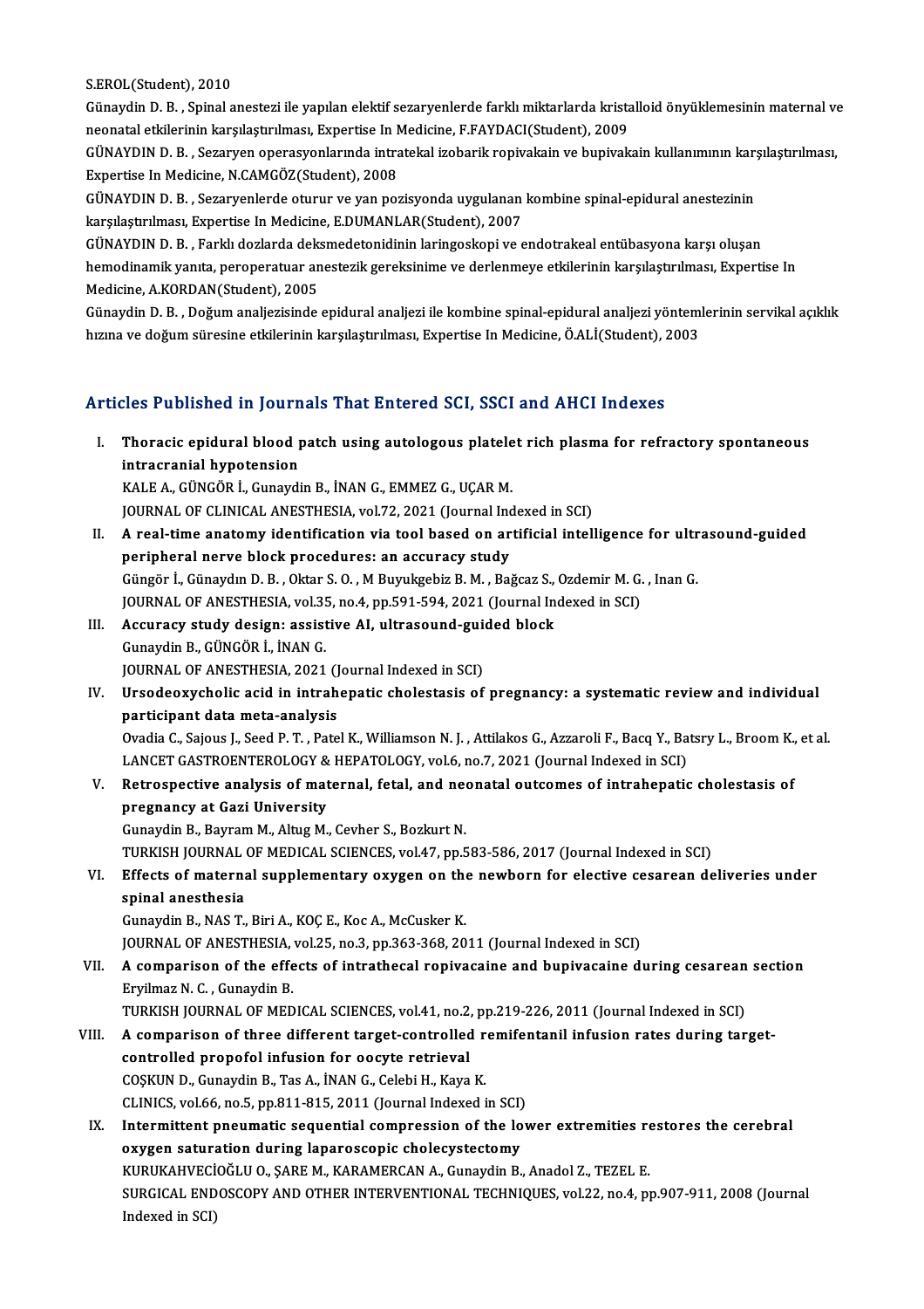S.EROL(Student), 2010

Günaydin D. B. , Spinal anestezi ile yapılan elektif sezaryenlerde farklı miktarlarda kristalloid önyüklemesinin maternal ve neonatal etkilerinin karşılaştırılması, Expertise In Medicine, F.FAYDACI(Student), 2009

GÜNAYDIN D. B. , Sezaryen operasyonlarında intratekal izobarik ropivakain ve bupivakain kullanımının karşılaştırılması, Expertise In Medicine, N.CAMGÖZ(Student), 2008

GÜNAYDIN D. B. , Sezaryenlerde oturur ve yan pozisyonda uygulanan kombine spinal-epidural anestezinin karşılaştırılması, Expertise In Medicine, E.DUMANLAR(Student), 2007

GÜNAYDIN D. B. , Farklı dozlarda deksmedetonidinin laringoskopi ve endotrakeal entübasyona karşı oluşan hemodinamik yanıta, peroperatuar anestezik gereksinime ve derlenmeye etkilerinin karşılaştırılması, Expertise In Medicine, A.KORDAN(Student), 2005

Günaydin D. B. , Doğum analjezisinde epidural analjezi ile kombine spinal-epidural analjezi yöntemlerinin servikal açıklık hızına ve doğum süresine etkilerinin karşılaştırılması, Expertise In Medicine, Ö.ALİ(Student), 2003

## Articles Published in Journals That Entered SCI, SSCI and AHCI Indexes

I. **Thoracic epidural blood patch using autologous platelet rich plasma for refractory spontaneous intracranial hypotension**
KALE A., GÜNGÖR İ., Gunaydin B., İNAN G., EMMEZ G., UÇAR M.
JOURNAL OF CLINICAL ANESTHESIA, vol.72, 2021 (Journal Indexed in SCI)

II. **A real-time anatomy identification via tool based on artificial intelligence for ultrasound-guided peripheral nerve block procedures: an accuracy study**
Güngör İ., Günaydın D. B. , Oktar S. O. , M Buyukgebiz B. M. , Bağcaz S., Ozdemir M. G. , Inan G.
JOURNAL OF ANESTHESIA, vol.35, no.4, pp.591-594, 2021 (Journal Indexed in SCI)

III. **Accuracy study design: assistive AI, ultrasound-guided block**
Gunaydin B., GÜNGÖR İ., İNAN G.
JOURNAL OF ANESTHESIA, 2021 (Journal Indexed in SCI)

IV. **Ursodeoxycholic acid in intrahepatic cholestasis of pregnancy: a systematic review and individual participant data meta-analysis**
Ovadia C., Sajous J., Seed P. T. , Patel K., Williamson N. J. , Attilakos G., Azzaroli F., Bacq Y., Batsry L., Broom K., et al.
LANCET GASTROENTEROLOGY & HEPATOLOGY, vol.6, no.7, 2021 (Journal Indexed in SCI)

V. **Retrospective analysis of maternal, fetal, and neonatal outcomes of intrahepatic cholestasis of pregnancy at Gazi University**
Gunaydin B., Bayram M., Altug M., Cevher S., Bozkurt N.
TURKISH JOURNAL OF MEDICAL SCIENCES, vol.47, pp.583-586, 2017 (Journal Indexed in SCI)

VI. **Effects of maternal supplementary oxygen on the newborn for elective cesarean deliveries under spinal anesthesia**
Gunaydin B., NAS T., Biri A., KOÇ E., Koc A., McCusker K.
JOURNAL OF ANESTHESIA, vol.25, no.3, pp.363-368, 2011 (Journal Indexed in SCI)

VII. **A comparison of the effects of intrathecal ropivacaine and bupivacaine during cesarean section**
Eryilmaz N. C. , Gunaydin B.
TURKISH JOURNAL OF MEDICAL SCIENCES, vol.41, no.2, pp.219-226, 2011 (Journal Indexed in SCI)

VIII. **A comparison of three different target-controlled remifentanil infusion rates during target-controlled propofol infusion for oocyte retrieval**
COŞKUN D., Gunaydin B., Tas A., İNAN G., Celebi H., Kaya K.
CLINICS, vol.66, no.5, pp.811-815, 2011 (Journal Indexed in SCI)

IX. **Intermittent pneumatic sequential compression of the lower extremities restores the cerebral oxygen saturation during laparoscopic cholecystectomy**
KURUKAHVECİOĞLU O., ŞARE M., KARAMERCAN A., Gunaydin B., Anadol Z., TEZEL E.
SURGICAL ENDOSCOPY AND OTHER INTERVENTIONAL TECHNIQUES, vol.22, no.4, pp.907-911, 2008 (Journal Indexed in SCI)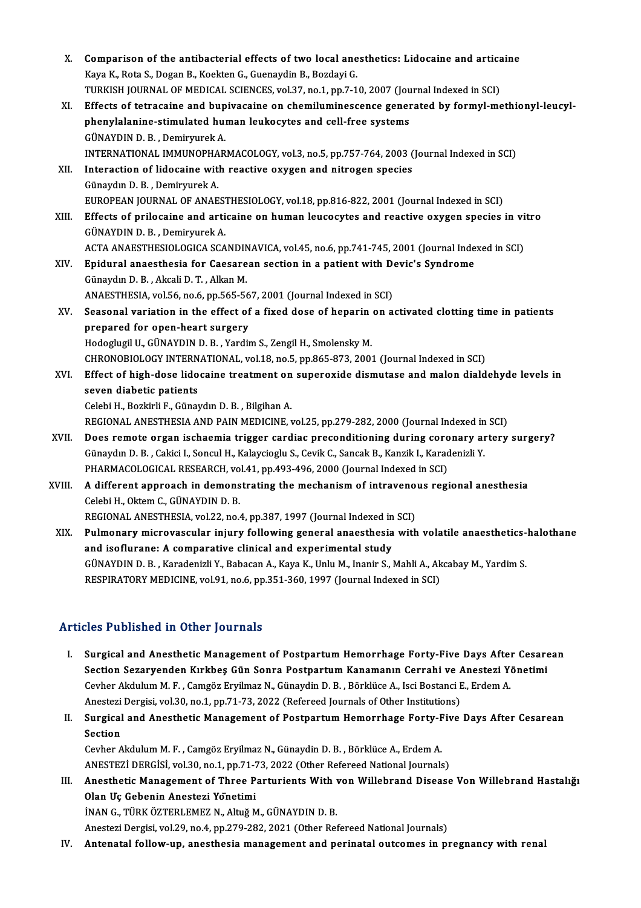X. **Comparison of the antibacterial effects of two local anesthetics: Lidocaine and articaine**
Kaya K., Rota S., Dogan B., Koekten G., Guenaydin B., Bozdayi G.
TURKISH JOURNAL OF MEDICAL SCIENCES, vol.37, no.1, pp.7-10, 2007 (Journal Indexed in SCI)

XI. **Effects of tetracaine and bupivacaine on chemiluminescence generated by formyl-methionyl-leucyl-phenylalanine-stimulated human leukocytes and cell-free systems**
GÜNAYDIN D. B. , Demiryurek A.
INTERNATIONAL IMMUNOPHARMACOLOGY, vol.3, no.5, pp.757-764, 2003 (Journal Indexed in SCI)

XII. **Interaction of lidocaine with reactive oxygen and nitrogen species**
Günaydın D. B. , Demiryurek A.
EUROPEAN JOURNAL OF ANAESTHESIOLOGY, vol.18, pp.816-822, 2001 (Journal Indexed in SCI)

XIII. **Effects of prilocaine and articaine on human leucocytes and reactive oxygen species in vitro**
GÜNAYDIN D. B. , Demiryurek A.
ACTA ANAESTHESIOLOGICA SCANDINAVICA, vol.45, no.6, pp.741-745, 2001 (Journal Indexed in SCI)

XIV. **Epidural anaesthesia for Caesarean section in a patient with Devic's Syndrome**
Günaydın D. B. , Akcali D. T. , Alkan M.
ANAESTHESIA, vol.56, no.6, pp.565-567, 2001 (Journal Indexed in SCI)

XV. **Seasonal variation in the effect of a fixed dose of heparin on activated clotting time in patients prepared for open-heart surgery**
Hodoglugil U., GÜNAYDIN D. B. , Yardim S., Zengil H., Smolensky M.
CHRONOBIOLOGY INTERNATIONAL, vol.18, no.5, pp.865-873, 2001 (Journal Indexed in SCI)

XVI. **Effect of high-dose lidocaine treatment on superoxide dismutase and malon dialdehyde levels in seven diabetic patients**
Celebi H., Bozkirli F., Günaydın D. B. , Bilgihan A.
REGIONAL ANESTHESIA AND PAIN MEDICINE, vol.25, pp.279-282, 2000 (Journal Indexed in SCI)

XVII. **Does remote organ ischaemia trigger cardiac preconditioning during coronary artery surgery?**
Günaydın D. B. , Cakici I., Soncul H., Kalaycioglu S., Cevik C., Sancak B., Kanzik I., Karadenizli Y.
PHARMACOLOGICAL RESEARCH, vol.41, pp.493-496, 2000 (Journal Indexed in SCI)

XVIII. **A different approach in demonstrating the mechanism of intravenous regional anesthesia**
Celebi H., Oktem C., GÜNAYDIN D. B.
REGIONAL ANESTHESIA, vol.22, no.4, pp.387, 1997 (Journal Indexed in SCI)

XIX. **Pulmonary microvascular injury following general anaesthesia with volatile anaesthetics-halothane and isoflurane: A comparative clinical and experimental study**
GÜNAYDIN D. B. , Karadenizli Y., Babacan A., Kaya K., Unlu M., Inanir S., Mahli A., Akcabay M., Yardim S.
RESPIRATORY MEDICINE, vol.91, no.6, pp.351-360, 1997 (Journal Indexed in SCI)

## Articles Published in Other Journals

I. **Surgical and Anesthetic Management of Postpartum Hemorrhage Forty-Five Days After Cesarean Section Sezaryenden Kırkbeş Gün Sonra Postpartum Kanamanın Cerrahi ve Anestezi Yönetimi**
Cevher Akdulum M. F. , Camgöz Eryilmaz N., Günaydin D. B. , Börklüce A., Isci Bostanci E., Erdem A.
Anestezi Dergisi, vol.30, no.1, pp.71-73, 2022 (Refereed Journals of Other Institutions)

II. **Surgical and Anesthetic Management of Postpartum Hemorrhage Forty-Five Days After Cesarean Section**
Cevher Akdulum M. F. , Camgöz Eryilmaz N., Günaydin D. B. , Börklüce A., Erdem A.
ANESTEZİ DERGİSİ, vol.30, no.1, pp.71-73, 2022 (Other Refereed National Journals)

III. **Anesthetic Management of Three Parturients With von Willebrand Disease Von Willebrand Hastalığı Olan Uç Gebenin Anestezi Yönetimi**
İNAN G., TÜRK ÖZTERLEMEZ N., Altuğ M., GÜNAYDIN D. B.
Anestezi Dergisi, vol.29, no.4, pp.279-282, 2021 (Other Refereed National Journals)

IV. **Antenatal follow-up, anesthesia management and perinatal outcomes in pregnancy with renal**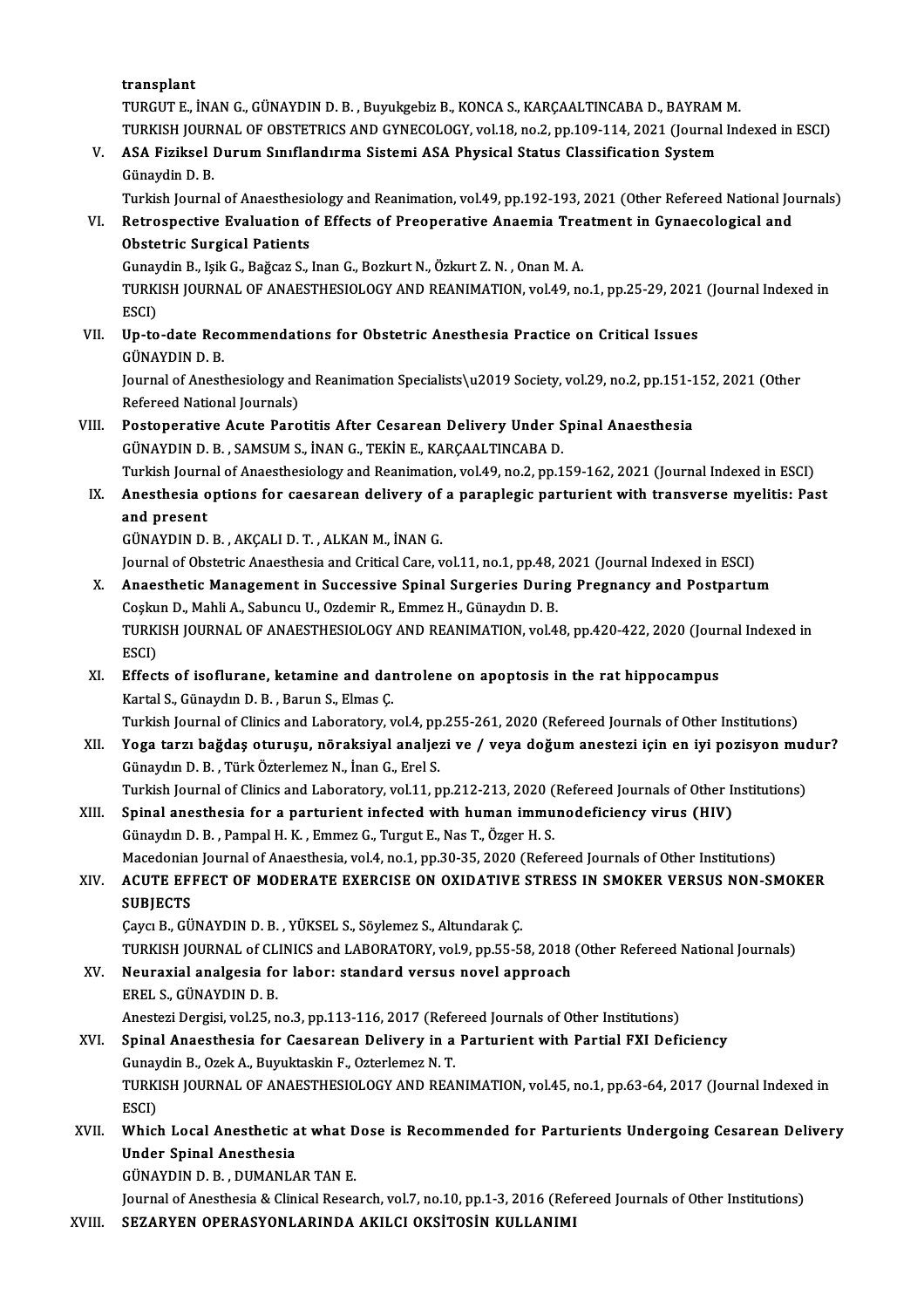transplant

TURGUT E., İNAN G., GÜNAYDIN D. B. , Buyukgebiz B., KONCA S., KARÇAALTINCABA D., BAYRAM M.

TURKISH JOURNAL OF OBSTETRICS AND GYNECOLOGY, vol.18, no.2, pp.109-114, 2021 (Journal Indexed in ESCI)

V. **ASA Fiziksel Durum Sınıflandırma Sistemi ASA Physical Status Classification System**

Günaydin D. B.

Turkish Journal of Anaesthesiology and Reanimation, vol.49, pp.192-193, 2021 (Other Refereed National Journals)

VI. **Retrospective Evaluation of Effects of Preoperative Anaemia Treatment in Gynaecological and Obstetric Surgical Patients**

Gunaydin B., Işik G., Bağcaz S., Inan G., Bozkurt N., Özkurt Z. N. , Onan M. A.

TURKISH JOURNAL OF ANAESTHESIOLOGY AND REANIMATION, vol.49, no.1, pp.25-29, 2021 (Journal Indexed in ESCI)

VII. **Up-to-date Recommendations for Obstetric Anesthesia Practice on Critical Issues**

GÜNAYDIN D. B.

Journal of Anesthesiology and Reanimation Specialists\u2019 Society, vol.29, no.2, pp.151-152, 2021 (Other Refereed National Journals)

VIII. **Postoperative Acute Parotitis After Cesarean Delivery Under Spinal Anaesthesia**

GÜNAYDIN D. B. , SAMSUM S., İNAN G., TEKİN E., KARÇAALTINCABA D.

Turkish Journal of Anaesthesiology and Reanimation, vol.49, no.2, pp.159-162, 2021 (Journal Indexed in ESCI)

IX. **Anesthesia options for caesarean delivery of a paraplegic parturient with transverse myelitis: Past and present**

GÜNAYDIN D. B. , AKÇALI D. T. , ALKAN M., İNAN G.

Journal of Obstetric Anaesthesia and Critical Care, vol.11, no.1, pp.48, 2021 (Journal Indexed in ESCI)

X. **Anaesthetic Management in Successive Spinal Surgeries During Pregnancy and Postpartum**

Coşkun D., Mahli A., Sabuncu U., Ozdemir R., Emmez H., Günaydın D. B.

TURKISH JOURNAL OF ANAESTHESIOLOGY AND REANIMATION, vol.48, pp.420-422, 2020 (Journal Indexed in ESCI)

XI. **Effects of isoflurane, ketamine and dantrolene on apoptosis in the rat hippocampus**

Kartal S., Günaydın D. B. , Barun S., Elmas Ç.

Turkish Journal of Clinics and Laboratory, vol.4, pp.255-261, 2020 (Refereed Journals of Other Institutions)

XII. **Yoga tarzı bağdaş oturuşu, nöraksiyal analjezi ve / veya doğum anestezi için en iyi pozisyon mudur?**

Günaydın D. B. , Türk Özterlemez N., İnan G., Erel S.

Turkish Journal of Clinics and Laboratory, vol.11, pp.212-213, 2020 (Refereed Journals of Other Institutions)

XIII. **Spinal anesthesia for a parturient infected with human immunodeficiency virus (HIV)**

Günaydın D. B. , Pampal H. K. , Emmez G., Turgut E., Nas T., Özger H. S.

Macedonian Journal of Anaesthesia, vol.4, no.1, pp.30-35, 2020 (Refereed Journals of Other Institutions)

XIV. **ACUTE EFFECT OF MODERATE EXERCISE ON OXIDATIVE STRESS IN SMOKER VERSUS NON-SMOKER SUBJECTS**

Çaycı B., GÜNAYDIN D. B. , YÜKSEL S., Söylemez S., Altundarak Ç.

TURKISH JOURNAL of CLINICS and LABORATORY, vol.9, pp.55-58, 2018 (Other Refereed National Journals)

XV. **Neuraxial analgesia for labor: standard versus novel approach**

EREL S., GÜNAYDIN D. B.

Anestezi Dergisi, vol.25, no.3, pp.113-116, 2017 (Refereed Journals of Other Institutions)

XVI. **Spinal Anaesthesia for Caesarean Delivery in a Parturient with Partial FXI Deficiency**

Gunaydin B., Ozek A., Buyuktaskin F., Ozterlemez N. T.

TURKISH JOURNAL OF ANAESTHESIOLOGY AND REANIMATION, vol.45, no.1, pp.63-64, 2017 (Journal Indexed in ESCI)

XVII. **Which Local Anesthetic at what Dose is Recommended for Parturients Undergoing Cesarean Delivery Under Spinal Anesthesia**

GÜNAYDIN D. B. , DUMANLAR TAN E.

Journal of Anesthesia & Clinical Research, vol.7, no.10, pp.1-3, 2016 (Refereed Journals of Other Institutions)

XVIII. **SEZARYEN OPERASYONLARINDA AKILCI OKSİTOSİN KULLANIMI**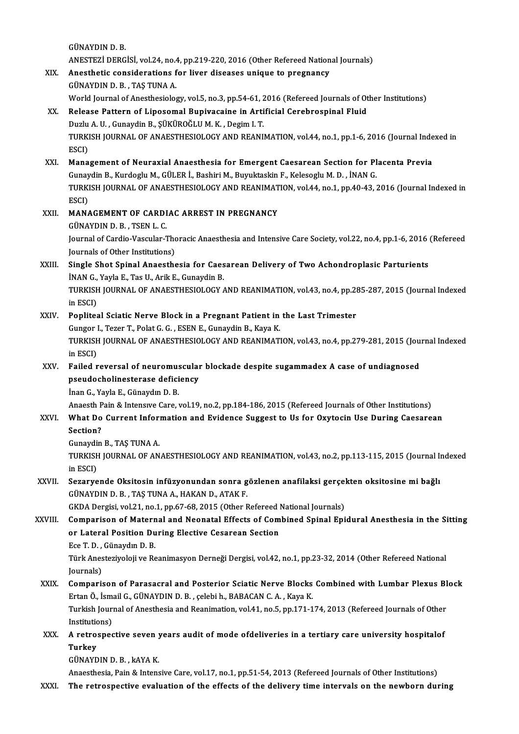GÜNAYDIN D. B.
ANESTEZİ DERGİSİ, vol.24, no.4, pp.219-220, 2016 (Other Refereed National Journals)

XIX. **Anesthetic considerations for liver diseases unique to pregnancy**
GÜNAYDIN D. B. , TAŞ TUNA A.
World Journal of Anesthesiology, vol.5, no.3, pp.54-61, 2016 (Refereed Journals of Other Institutions)

XX. **Release Pattern of Liposomal Bupivacaine in Artificial Cerebrospinal Fluid**
Duzlu A. U. , Gunaydin B., ŞÜKÜROĞLU M. K. , Degim I. T.
TURKISH JOURNAL OF ANAESTHESIOLOGY AND REANIMATION, vol.44, no.1, pp.1-6, 2016 (Journal Indexed in ESCI)

XXI. **Management of Neuraxial Anaesthesia for Emergent Caesarean Section for Placenta Previa**
Gunaydin B., Kurdoglu M., GÜLER İ., Bashiri M., Buyuktaskin F., Kelesoglu M. D. , İNAN G.
TURKISH JOURNAL OF ANAESTHESIOLOGY AND REANIMATION, vol.44, no.1, pp.40-43, 2016 (Journal Indexed in ESCI)

XXII. **MANAGEMENT OF CARDIAC ARREST IN PREGNANCY**
GÜNAYDIN D. B. , TSEN L. C.
Journal of Cardio-Vascular-Thoracic Anaesthesia and Intensive Care Society, vol.22, no.4, pp.1-6, 2016 (Refereed Journals of Other Institutions)

XXIII. **Single Shot Spinal Anaesthesia for Caesarean Delivery of Two Achondroplasic Parturients**
İNAN G., Yayla E., Tas U., Arik E., Gunaydin B.
TURKISH JOURNAL OF ANAESTHESIOLOGY AND REANIMATION, vol.43, no.4, pp.285-287, 2015 (Journal Indexed in ESCI)

XXIV. **Popliteal Sciatic Nerve Block in a Pregnant Patient in the Last Trimester**
Gungor I., Tezer T., Polat G. G. , ESEN E., Gunaydin B., Kaya K.
TURKISH JOURNAL OF ANAESTHESIOLOGY AND REANIMATION, vol.43, no.4, pp.279-281, 2015 (Journal Indexed in ESCI)

XXV. **Failed reversal of neuromuscular blockade despite sugammadex A case of undiagnosed pseudocholinesterase deficiency**
İnan G., Yayla E., Günaydın D. B.
Anaesth Pain & Intensıve Care, vol.19, no.2, pp.184-186, 2015 (Refereed Journals of Other Institutions)

XXVI. **What Do Current Information and Evidence Suggest to Us for Oxytocin Use During Caesarean Section?**
Gunaydin B., TAŞ TUNA A.
TURKISH JOURNAL OF ANAESTHESIOLOGY AND REANIMATION, vol.43, no.2, pp.113-115, 2015 (Journal Indexed in ESCI)

XXVII. **Sezaryende Oksitosin infüzyonundan sonra gözlenen anafilaksi gerçekten oksitosine mi bağlı**
GÜNAYDIN D. B. , TAŞ TUNA A., HAKAN D., ATAK F.
GKDA Dergisi, vol.21, no.1, pp.67-68, 2015 (Other Refereed National Journals)

XXVIII. **Comparison of Maternal and Neonatal Effects of Combined Spinal Epidural Anesthesia in the Sitting or Lateral Position During Elective Cesarean Section**
Ece T. D. , Günaydın D. B.
Türk Anesteziyoloji ve Reanimasyon Derneği Dergisi, vol.42, no.1, pp.23-32, 2014 (Other Refereed National Journals)

XXIX. **Comparison of Parasacral and Posterior Sciatic Nerve Blocks Combined with Lumbar Plexus Block**
Ertan Ö., İsmail G., GÜNAYDIN D. B. , çelebi h., BABACAN C. A. , Kaya K.
Turkish Journal of Anesthesia and Reanimation, vol.41, no.5, pp.171-174, 2013 (Refereed Journals of Other Institutions)

XXX. **A retrospective seven years audit of mode ofdeliveries in a tertiary care university hospitalof Turkey**
GÜNAYDIN D. B. , kAYA K.
Anaesthesia, Pain & Intensive Care, vol.17, no.1, pp.51-54, 2013 (Refereed Journals of Other Institutions)

XXXI. **The retrospective evaluation of the effects of the delivery time intervals on the newborn during**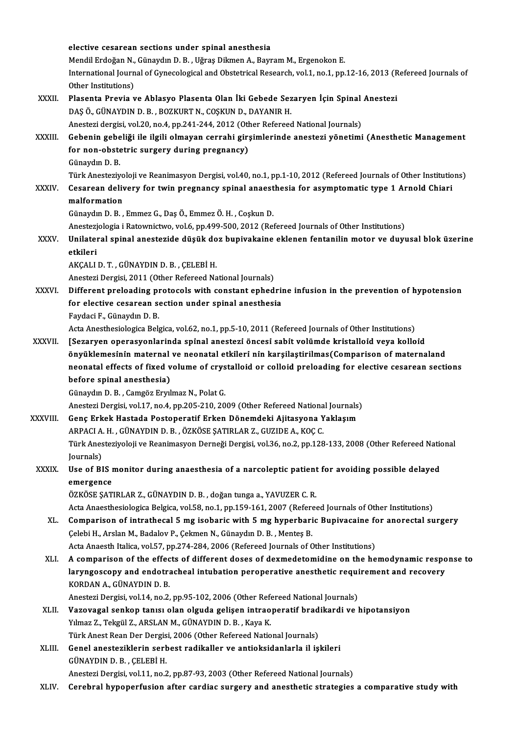elective cesarean sections under spinal anesthesia
Mendil Erdoğan N., Günaydın D. B. , Uğraş Dikmen A., Bayram M., Ergenokon E.
International Journal of Gynecological and Obstetrical Research, vol.1, no.1, pp.12-16, 2013 (Refereed Journals of Other Institutions)

XXXII. **Plasenta Previa ve Ablasyo Plasenta Olan İki Gebede Sezaryen İçin Spinal Anestezi**
DAŞ Ö., GÜNAYDIN D. B. , BOZKURT N., COŞKUN D., DAYANIR H.
Anestezi dergisi, vol.20, no.4, pp.241-244, 2012 (Other Refereed National Journals)

XXXIII. **Gebenin gebeliği ile ilgili olmayan cerrahi girşimlerinde anestezi yönetimi (Anesthetic Management for non-obstetric surgery during pregnancy)**
Günaydın D. B.
Türk Anesteziyoloji ve Reanimasyon Dergisi, vol.40, no.1, pp.1-10, 2012 (Refereed Journals of Other Institutions)

XXXIV. **Cesarean delivery for twin pregnancy spinal anaesthesia for asymptomatic type 1 Arnold Chiari malformation**
Günaydın D. B. , Emmez G., Daş Ö., Emmez Ö. H. , Coşkun D.
Anestezjologia i Ratownictwo, vol.6, pp.499-500, 2012 (Refereed Journals of Other Institutions)

XXXV. **Unilateral spinal anestezide düşük doz bupivakaine eklenen fentanilin motor ve duyusal blok üzerine etkileri**
AKÇALI D. T. , GÜNAYDIN D. B. , ÇELEBİ H.
Anestezi Dergisi, 2011 (Other Refereed National Journals)

XXXVI. **Different preloading protocols with constant ephedrine infusion in the prevention of hypotension for elective cesarean section under spinal anesthesia**
Faydaci F., Günaydın D. B.
Acta Anesthesiologica Belgica, vol.62, no.1, pp.5-10, 2011 (Refereed Journals of Other Institutions)

XXXVII. **[Sezaryen operasyonlarinda spinal anestezi öncesi sabit volümde kristalloid veya kolloid önyüklemesinin maternal ve neonatal etkileri nin karşilaştirilmas(Comparison of maternaland neonatal effects of fixed volume of crystalloid or colloid preloading for elective cesarean sections before spinal anesthesia)**
Günaydın D. B. , Camgöz Eryılmaz N., Polat G.
Anestezi Dergisi, vol.17, no.4, pp.205-210, 2009 (Other Refereed National Journals)

XXXVIII. **Genç Erkek Hastada Postoperatif Erken Dönemdeki Ajitasyona Yaklaşım**
ARPACI A. H. , GÜNAYDIN D. B. , ÖZKÖSE ŞATIRLAR Z., GUZIDE A., KOÇ C.
Türk Anesteziyoloji ve Reanimasyon Derneği Dergisi, vol.36, no.2, pp.128-133, 2008 (Other Refereed National Journals)

XXXIX. **Use of BIS monitor during anaesthesia of a narcoleptic patient for avoiding possible delayed emergence**
ÖZKÖSE ŞATIRLAR Z., GÜNAYDIN D. B. , doğan tunga a., YAVUZER C. R.
Acta Anaesthesiologica Belgica, vol.58, no.1, pp.159-161, 2007 (Refereed Journals of Other Institutions)

XL. **Comparison of intrathecal 5 mg isobaric with 5 mg hyperbaric Bupivacaine for anorectal surgery**
Çelebi H., Arslan M., Badalov P., Çekmen N., Günaydın D. B. , Menteş B.
Acta Anaesth Italica, vol.57, pp.274-284, 2006 (Refereed Journals of Other Institutions)

XLI. **A comparison of the effects of different doses of dexmedetomidine on the hemodynamic response to laryngoscopy and endotracheal intubation peroperative anesthetic requirement and recovery**
KORDAN A., GÜNAYDIN D. B.
Anestezi Dergisi, vol.14, no.2, pp.95-102, 2006 (Other Refereed National Journals)

XLII. **Vazovagal senkop tanısı olan olguda gelişen intraoperatif bradikardi ve hipotansiyon**
Yılmaz Z., Tekgül Z., ARSLAN M., GÜNAYDIN D. B. , Kaya K.
Türk Anest Rean Der Dergisi, 2006 (Other Refereed National Journals)

XLIII. **Genel anesteziklerin serbest radikaller ve antioksidanlarla il işkileri**
GÜNAYDIN D. B. , ÇELEBİ H.
Anestezi Dergisi, vol.11, no.2, pp.87-93, 2003 (Other Refereed National Journals)

XLIV. **Cerebral hypoperfusion after cardiac surgery and anesthetic strategies a comparative study with**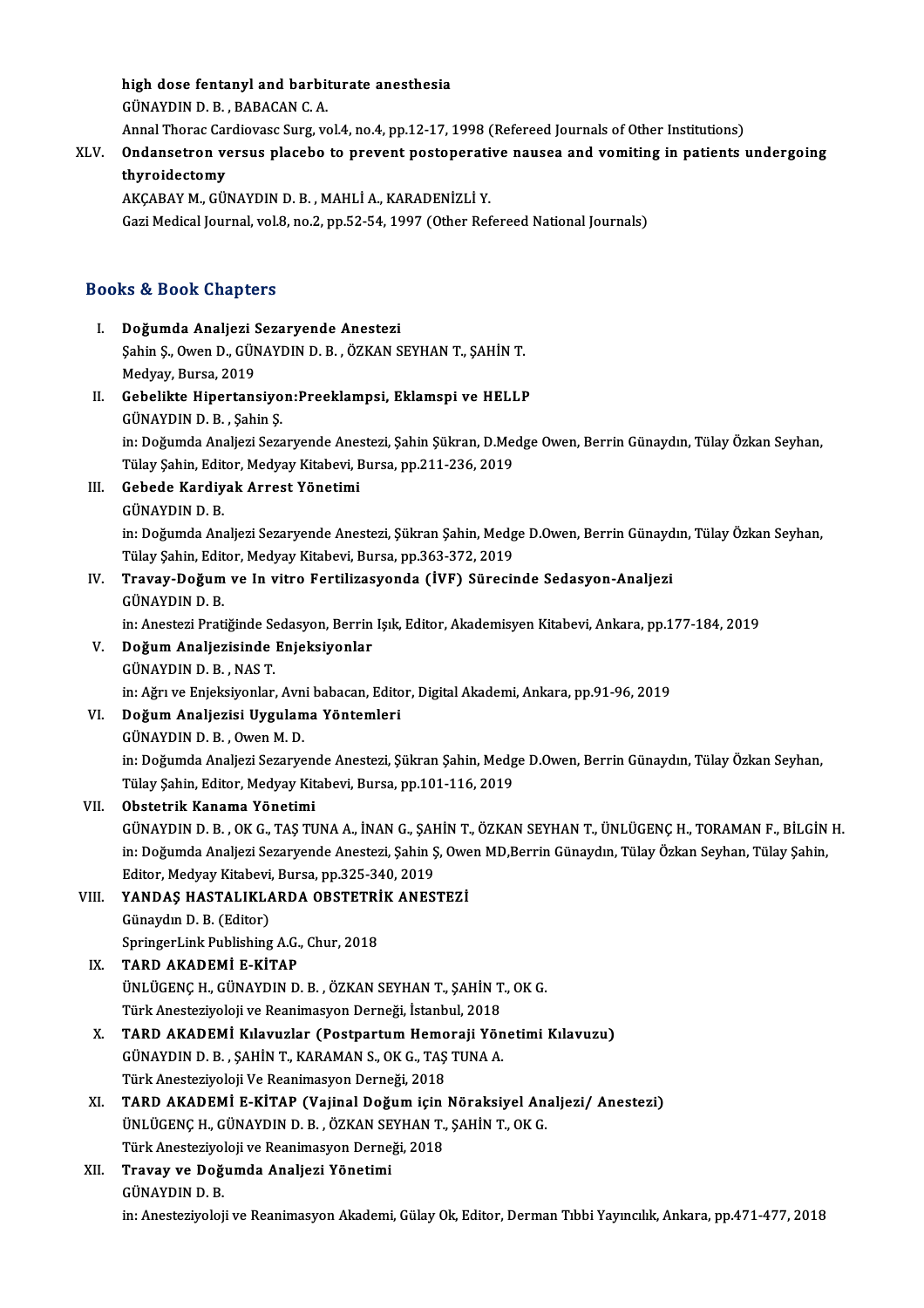high dose fentanyl and barbiturate anesthesia
GÜNAYDIN D. B. , BABACAN C. A.
Annal Thorac Cardiovasc Surg, vol.4, no.4, pp.12-17, 1998 (Refereed Journals of Other Institutions)

XLV. **Ondansetron versus placebo to prevent postoperative nausea and vomiting in patients undergoing thyroidectomy**
AKÇABAY M., GÜNAYDIN D. B. , MAHLİ A., KARADENİZLİ Y.
Gazi Medical Journal, vol.8, no.2, pp.52-54, 1997 (Other Refereed National Journals)

## Books & Book Chapters

I. **Doğumda Analjezi Sezaryende Anestezi**
Şahin Ş., Owen D., GÜNAYDIN D. B. , ÖZKAN SEYHAN T., ŞAHİN T.
Medyay, Bursa, 2019

II. **Gebelikte Hipertansiyon:Preeklampsi, Eklamspi ve HELLP**
GÜNAYDIN D. B. , Şahin Ş.
in: Doğumda Analjezi Sezaryende Anestezi, Şahin Şükran, D.Medge Owen, Berrin Günaydın, Tülay Özkan Seyhan, Tülay Şahin, Editor, Medyay Kitabevi, Bursa, pp.211-236, 2019

III. **Gebede Kardiyak Arrest Yönetimi**
GÜNAYDIN D. B.
in: Doğumda Analjezi Sezaryende Anestezi, Şükran Şahin, Medge D.Owen, Berrin Günaydın, Tülay Özkan Seyhan, Tülay Şahin, Editor, Medyay Kitabevi, Bursa, pp.363-372, 2019

IV. **Travay-Doğum ve In vitro Fertilizasyonda (İVF) Sürecinde Sedasyon-Analjezi**
GÜNAYDIN D. B.
in: Anestezi Pratiğinde Sedasyon, Berrin Işık, Editor, Akademisyen Kitabevi, Ankara, pp.177-184, 2019

V. **Doğum Analjezisinde Enjeksiyonlar**
GÜNAYDIN D. B. , NAS T.
in: Ağrı ve Enjeksiyonlar, Avni babacan, Editor, Digital Akademi, Ankara, pp.91-96, 2019

VI. **Doğum Analjezisi Uygulama Yöntemleri**
GÜNAYDIN D. B. , Owen M. D.
in: Doğumda Analjezi Sezaryende Anestezi, Şükran Şahin, Medge D.Owen, Berrin Günaydın, Tülay Özkan Seyhan, Tülay Şahin, Editor, Medyay Kitabevi, Bursa, pp.101-116, 2019

VII. **Obstetrik Kanama Yönetimi**
GÜNAYDIN D. B. , OK G., TAŞ TUNA A., İNAN G., ŞAHİN T., ÖZKAN SEYHAN T., ÜNLÜGENÇ H., TORAMAN F., BİLGİN H.
in: Doğumda Analjezi Sezaryende Anestezi, Şahin Ş, Owen MD,Berrin Günaydın, Tülay Özkan Seyhan, Tülay Şahin, Editor, Medyay Kitabevi, Bursa, pp.325-340, 2019

VIII. **YANDAŞ HASTALIKLARDA OBSTETRİK ANESTEZİ**
Günaydın D. B. (Editor)
SpringerLink Publishing A.G., Chur, 2018

IX. **TARD AKADEMİ E-KİTAP**
ÜNLÜGENÇ H., GÜNAYDIN D. B. , ÖZKAN SEYHAN T., ŞAHİN T., OK G.
Türk Anesteziyoloji ve Reanimasyon Derneği, İstanbul, 2018

X. **TARD AKADEMİ Kılavuzlar (Postpartum Hemoraji Yönetimi Kılavuzu)**
GÜNAYDIN D. B. , ŞAHİN T., KARAMAN S., OK G., TAŞ TUNA A.
Türk Anesteziyoloji Ve Reanimasyon Derneği, 2018

XI. **TARD AKADEMİ E-KİTAP (Vajinal Doğum için Nöraksiyel Analjezi/ Anestezi)**
ÜNLÜGENÇ H., GÜNAYDIN D. B. , ÖZKAN SEYHAN T., ŞAHİN T., OK G.
Türk Anesteziyoloji ve Reanimasyon Derneği, 2018

XII. **Travay ve Doğumda Analjezi Yönetimi**
GÜNAYDIN D. B.
in: Anesteziyoloji ve Reanimasyon Akademi, Gülay Ok, Editor, Derman Tıbbi Yayıncılık, Ankara, pp.471-477, 2018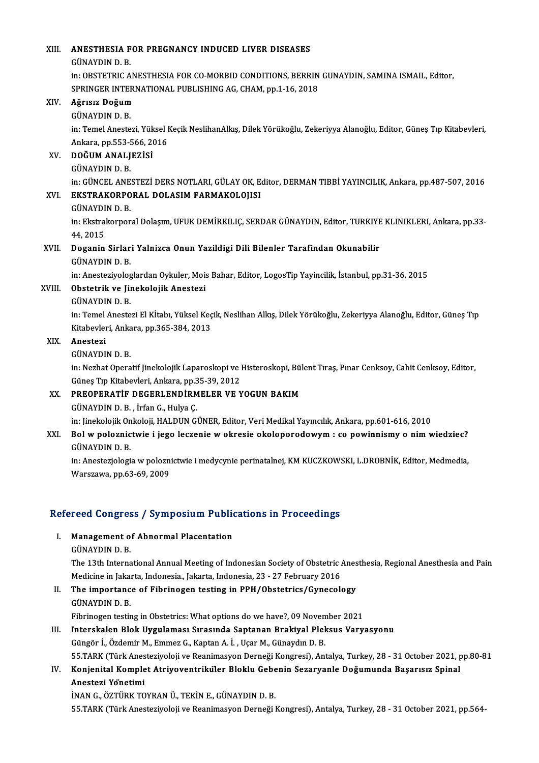XIII. **ANESTHESIA FOR PREGNANCY INDUCED LIVER DISEASES**
GÜNAYDIN D. B.
in: OBSTETRIC ANESTHESIA FOR CO-MORBID CONDITIONS, BERRIN GUNAYDIN, SAMINA ISMAIL, Editor, SPRINGER INTERNATIONAL PUBLISHING AG, CHAM, pp.1-16, 2018

XIV. **Ağrısız Doğum**
GÜNAYDIN D. B.
in: Temel Anestezi, Yüksel Keçik NeslihanAlkış, Dilek Yörükoğlu, Zekeriyya Alanoğlu, Editor, Güneş Tıp Kitabevleri, Ankara, pp.553-566, 2016

XV. **DOĞUM ANALJEZİSİ**
GÜNAYDIN D. B.
in: GÜNCEL ANESTEZİ DERS NOTLARI, GÜLAY OK, Editor, DERMAN TIBBİ YAYINCILIK, Ankara, pp.487-507, 2016

XVI. **EKSTRAKORPORAL DOLASIM FARMAKOLOJISI**
GÜNAYDIN D. B.
in: Ekstrakorporal Dolaşım, UFUK DEMİRKILIÇ, SERDAR GÜNAYDIN, Editor, TURKIYE KLINIKLERI, Ankara, pp.33-44, 2015

XVII. **Doganin Sirlari Yalnizca Onun Yazildigi Dili Bilenler Tarafindan Okunabilir**
GÜNAYDIN D. B.
in: Anesteziyologlardan Oykuler, Mois Bahar, Editor, LogosTip Yayincilik, İstanbul, pp.31-36, 2015

XVIII. **Obstetrik ve Jinekolojik Anestezi**
GÜNAYDIN D. B.
in: Temel Anestezi El Kİtabı, Yüksel Keçik, Neslihan Alkış, Dilek Yörükoğlu, Zekeriyya Alanoğlu, Editor, Güneş Tıp Kitabevleri, Ankara, pp.365-384, 2013

XIX. **Anestezi**
GÜNAYDIN D. B.
in: Nezhat Operatif Jinekolojik Laparoskopi ve Histeroskopi, Bülent Tıraş, Pınar Cenksoy, Cahit Cenksoy, Editor, Güneş Tıp Kitabevleri, Ankara, pp.35-39, 2012

XX. **PREOPERATİF DEGERLENDİRMELER VE YOGUN BAKIM**
GÜNAYDIN D. B. , İrfan G., Hulya Ç.
in: Jinekolojik Onkoloji, HALDUN GÜNER, Editor, Veri Medikal Yayıncılık, Ankara, pp.601-616, 2010

XXI. **Bol w poloznictwie i jego leczenie w okresie okoloporodowym : co powinnismy o nim wiedziec?**
GÜNAYDIN D. B.
in: Anestezjologia w poloznictwie i medycynie perinatalnej, KM KUCZKOWSKI, L.DROBNİK, Editor, Medmedia, Warszawa, pp.63-69, 2009

## Refereed Congress / Symposium Publications in Proceedings

I. **Management of Abnormal Placentation**
GÜNAYDIN D. B.
The 13th International Annual Meeting of Indonesian Society of Obstetric Anesthesia, Regional Anesthesia and Pain Medicine in Jakarta, Indonesia., Jakarta, Indonesia, 23 - 27 February 2016

II. **The importance of Fibrinogen testing in PPH/Obstetrics/Gynecology**
GÜNAYDIN D. B.
Fibrinogen testing in Obstetrics: What options do we have?, 09 November 2021

III. **Interskalen Blok Uygulaması Sırasında Saptanan Brakiyal Pleksus Varyasyonu**
Güngör İ., Özdemir M., Emmez G., Kaptan A. İ. , Uçar M., Günaydın D. B.
55.TARK (Türk Anesteziyoloji ve Reanimasyon Derneği Kongresi), Antalya, Turkey, 28 - 31 October 2021, pp.80-81

IV. **Konjenital Komplet Atriyoventrikuler Bloklu Gebenin Sezaryanle Doğumunda Başarısız Spinal Anestezi Yönetimi**
İNAN G., ÖZTÜRK TOYRAN Ü., TEKİN E., GÜNAYDIN D. B.
55.TARK (Türk Anesteziyoloji ve Reanimasyon Derneği Kongresi), Antalya, Turkey, 28 - 31 October 2021, pp.564-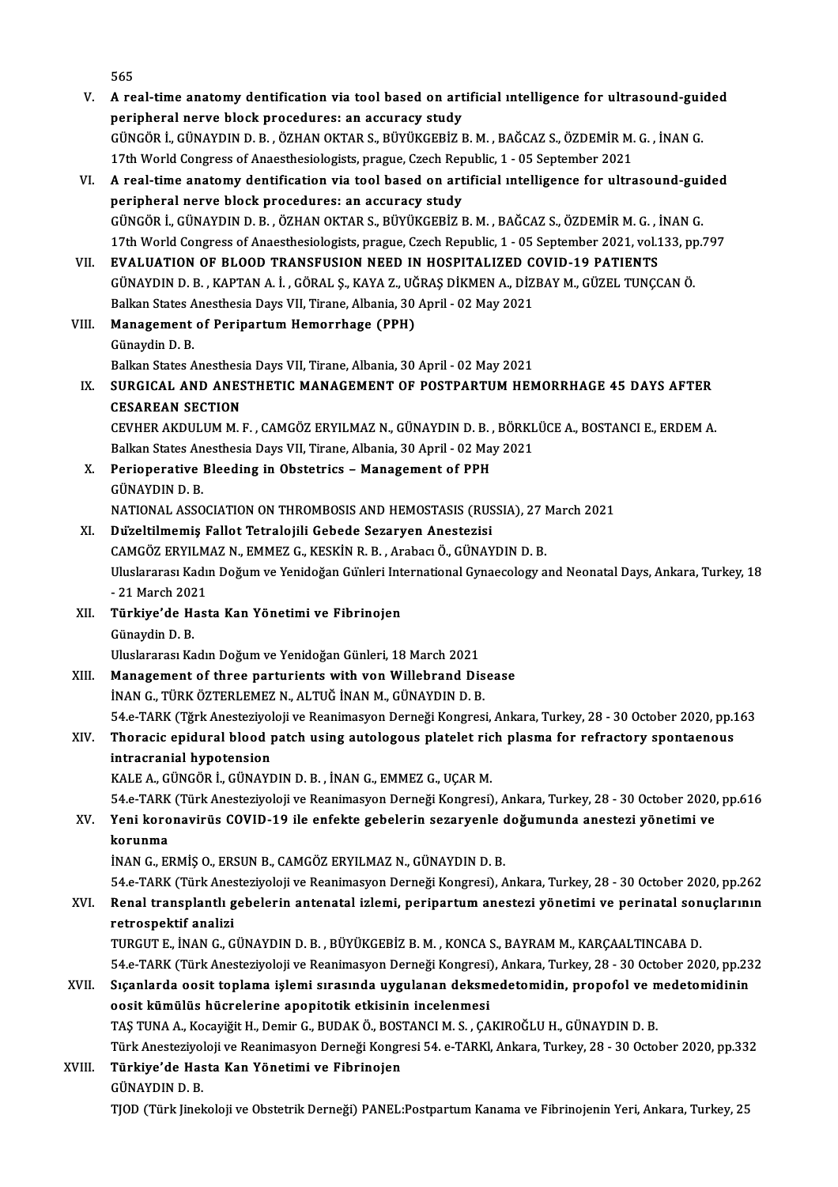565

V. **A real-time anatomy dentification via tool based on artificial ıntelligence for ultrasound-guided peripheral nerve block procedures: an accuracy study**
GÜNGÖR İ., GÜNAYDIN D. B. , ÖZHAN OKTAR S., BÜYÜKGEBİZ B. M. , BAĞCAZ S., ÖZDEMİR M. G. , İNAN G.
17th World Congress of Anaesthesiologists, prague, Czech Republic, 1 - 05 September 2021

VI. **A real-time anatomy dentification via tool based on artificial ıntelligence for ultrasound-guided peripheral nerve block procedures: an accuracy study**
GÜNGÖR İ., GÜNAYDIN D. B. , ÖZHAN OKTAR S., BÜYÜKGEBİZ B. M. , BAĞCAZ S., ÖZDEMİR M. G. , İNAN G.
17th World Congress of Anaesthesiologists, prague, Czech Republic, 1 - 05 September 2021, vol.133, pp.797

VII. **EVALUATION OF BLOOD TRANSFUSION NEED IN HOSPITALIZED COVID-19 PATIENTS**
GÜNAYDIN D. B. , KAPTAN A. İ. , GÖRAL Ş., KAYA Z., UĞRAŞ DİKMEN A., DİZBAY M., GÜZEL TUNÇCAN Ö.
Balkan States Anesthesia Days VII, Tirane, Albania, 30 April - 02 May 2021

VIII. **Management of Peripartum Hemorrhage (PPH)**
Günaydin D. B.
Balkan States Anesthesia Days VII, Tirane, Albania, 30 April - 02 May 2021

IX. **SURGICAL AND ANESTHETIC MANAGEMENT OF POSTPARTUM HEMORRHAGE 45 DAYS AFTER CESAREAN SECTION**
CEVHER AKDULUM M. F. , CAMGÖZ ERYILMAZ N., GÜNAYDIN D. B. , BÖRKLÜCE A., BOSTANCI E., ERDEM A.
Balkan States Anesthesia Days VII, Tirane, Albania, 30 April - 02 May 2021

X. **Perioperative Bleeding in Obstetrics – Management of PPH**
GÜNAYDIN D. B.
NATIONAL ASSOCIATION ON THROMBOSIS AND HEMOSTASIS (RUSSIA), 27 March 2021

XI. **Düzeltilmemiş Fallot Tetralojili Gebede Sezaryen Anestezisi**
CAMGÖZ ERYILMAZ N., EMMEZ G., KESKİN R. B. , Arabacı Ö., GÜNAYDIN D. B.
Uluslararası Kadın Doğum ve Yenidoğan Günleri International Gynaecology and Neonatal Days, Ankara, Turkey, 18 - 21 March 2021

XII. **Türkiye'de Hasta Kan Yönetimi ve Fibrinojen**
Günaydin D. B.
Uluslararası Kadın Doğum ve Yenidoğan Günleri, 18 March 2021

XIII. **Management of three parturients with von Willebrand Disease**
İNAN G., TÜRK ÖZTERLEMEZ N., ALTUĞ İNAN M., GÜNAYDIN D. B.
54.e-TARK (Tğrk Anesteziyoloji ve Reanimasyon Derneği Kongresi, Ankara, Turkey, 28 - 30 October 2020, pp.163

XIV. **Thoracic epidural blood patch using autologous platelet rich plasma for refractory spontaenous intracranial hypotension**
KALE A., GÜNGÖR İ., GÜNAYDIN D. B. , İNAN G., EMMEZ G., UÇAR M.
54.e-TARK (Türk Anesteziyoloji ve Reanimasyon Derneği Kongresi), Ankara, Turkey, 28 - 30 October 2020, pp.616

XV. **Yeni koronavirüs COVID-19 ile enfekte gebelerin sezaryenle doğumunda anestezi yönetimi ve korunma**
İNAN G., ERMİŞ O., ERSUN B., CAMGÖZ ERYILMAZ N., GÜNAYDIN D. B.
54.e-TARK (Türk Anesteziyoloji ve Reanimasyon Derneği Kongresi), Ankara, Turkey, 28 - 30 October 2020, pp.262

XVI. **Renal transplantlı gebelerin antenatal izlemi, peripartum anestezi yönetimi ve perinatal sonuçlarının retrospektif analizi**
TURGUT E., İNAN G., GÜNAYDIN D. B. , BÜYÜKGEBİZ B. M. , KONCA S., BAYRAM M., KARÇAALTINCABA D.
54.e-TARK (Türk Anesteziyoloji ve Reanimasyon Derneği Kongresi), Ankara, Turkey, 28 - 30 October 2020, pp.232

XVII. **Sıçanlarda oosit toplama işlemi sırasında uygulanan deksmedetomidin, propofol ve medetomidinin oosit kümülüs hücrelerine apopitotik etkisinin incelenmesi**
TAŞ TUNA A., Kocayiğit H., Demir G., BUDAK Ö., BOSTANCI M. S. , ÇAKIROĞLU H., GÜNAYDIN D. B.
Türk Anesteziyoloji ve Reanimasyon Derneği Kongresi 54. e-TARKl, Ankara, Turkey, 28 - 30 October 2020, pp.332

XVIII. **Türkiye'de Hasta Kan Yönetimi ve Fibrinojen**
GÜNAYDIN D. B.
TJOD (Türk Jinekoloji ve Obstetrik Derneği) PANEL:Postpartum Kanama ve Fibrinojenin Yeri, Ankara, Turkey, 25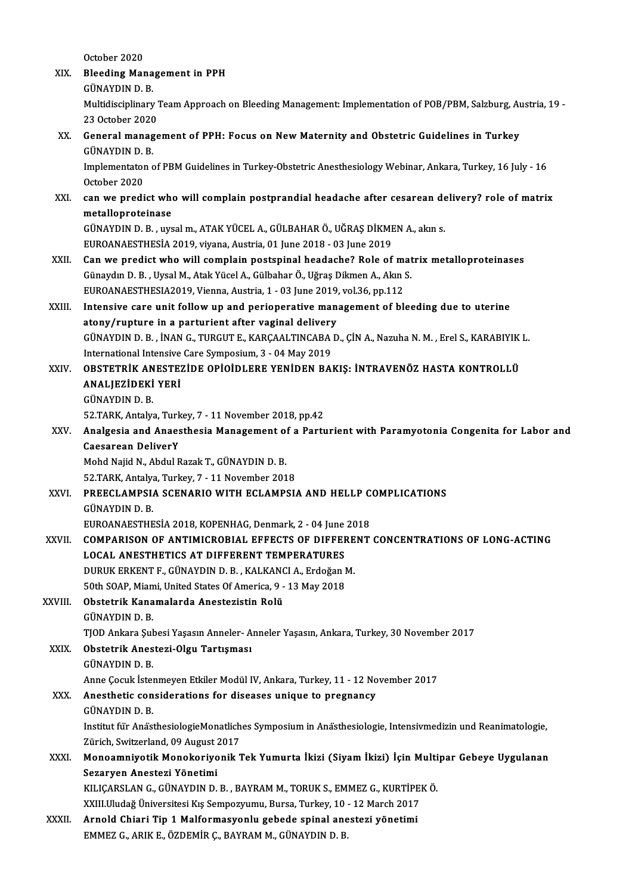October 2020

XIX. **Bleeding Management in PPH**
GÜNAYDIN D. B.
Multidisciplinary Team Approach on Bleeding Management: Implementation of POB/PBM, Salzburg, Austria, 19 - 23 October 2020

XX. **General management of PPH: Focus on New Maternity and Obstetric Guidelines in Turkey**
GÜNAYDIN D. B.
Implementaton of PBM Guidelines in Turkey-Obstetric Anesthesiology Webinar, Ankara, Turkey, 16 July - 16 October 2020

XXI. **can we predict who will complain postprandial headache after cesarean delivery? role of matrix metalloproteinase**
GÜNAYDIN D. B. , uysal m., ATAK YÜCEL A., GÜLBAHAR Ö., UĞRAŞ DİKMEN A., akın s.
EUROANAESTHESİA 2019, viyana, Austria, 01 June 2018 - 03 June 2019

XXII. **Can we predict who will complain postspinal headache? Role of matrix metalloproteinases**
Günaydın D. B. , Uysal M., Atak Yücel A., Gülbahar Ö., Uğraş Dikmen A., Akın S.
EUROANAESTHESIA2019, Vienna, Austria, 1 - 03 June 2019, vol.36, pp.112

XXIII. **Intensive care unit follow up and perioperative management of bleeding due to uterine atony/rupture in a parturient after vaginal delivery**
GÜNAYDIN D. B. , İNAN G., TURGUT E., KARÇAALTINCABA D., ÇİN A., Nazuha N. M. , Erel S., KARABIYIK L.
International Intensive Care Symposium, 3 - 04 May 2019

XXIV. **OBSTETRİK ANESTEZİDE OPİOİDLERE YENİDEN BAKIŞ: İNTRAVENÖZ HASTA KONTROLLÜ ANALJEZİDEKİ YERİ**
GÜNAYDIN D. B.
52.TARK, Antalya, Turkey, 7 - 11 November 2018, pp.42

XXV. **Analgesia and Anaesthesia Management of a Parturient with Paramyotonia Congenita for Labor and Caesarean DeliverY**
Mohd Najid N., Abdul Razak T., GÜNAYDIN D. B.
52.TARK, Antalya, Turkey, 7 - 11 November 2018

XXVI. **PREECLAMPSIA SCENARIO WITH ECLAMPSIA AND HELLP COMPLICATIONS**
GÜNAYDIN D. B.
EUROANAESTHESİA 2018, KOPENHAG, Denmark, 2 - 04 June 2018

XXVII. **COMPARISON OF ANTIMICROBIAL EFFECTS OF DIFFERENT CONCENTRATIONS OF LONG-ACTING LOCAL ANESTHETICS AT DIFFERENT TEMPERATURES**
DURUK ERKENT F., GÜNAYDIN D. B. , KALKANCI A., Erdoğan M.
50th SOAP, Miami, United States Of America, 9 - 13 May 2018

XXVIII. **Obstetrik Kanamalarda Anestezistin Rolü**
GÜNAYDIN D. B.
TJOD Ankara Şubesi Yaşasın Anneler- Anneler Yaşasın, Ankara, Turkey, 30 November 2017

XXIX. **Obstetrik Anestezi-Olgu Tartışması**
GÜNAYDIN D. B.
Anne Çocuk İstenmeyen Etkiler Modül IV, Ankara, Turkey, 11 - 12 November 2017

XXX. **Anesthetic considerations for diseases unique to pregnancy**
GÜNAYDIN D. B.
Institut für AnästhesiologieMonatliches Symposium in Anästhesiologie, Intensivmedizin und Reanimatologie, Zürich, Switzerland, 09 August 2017

XXXI. **Monoamniyotik Monokoriyonik Tek Yumurta İkizi (Siyam İkizi) İçin Multipar Gebeye Uygulanan Sezaryen Anestezi Yönetimi**
KILIÇARSLAN G., GÜNAYDIN D. B. , BAYRAM M., TORUK S., EMMEZ G., KURTİPEK Ö.
XXIII.Uludağ Üniversitesi Kış Sempozyumu, Bursa, Turkey, 10 - 12 March 2017

XXXII. **Arnold Chiari Tip 1 Malformasyonlu gebede spinal anestezi yönetimi**
EMMEZ G., ARIK E., ÖZDEMİR Ç., BAYRAM M., GÜNAYDIN D. B.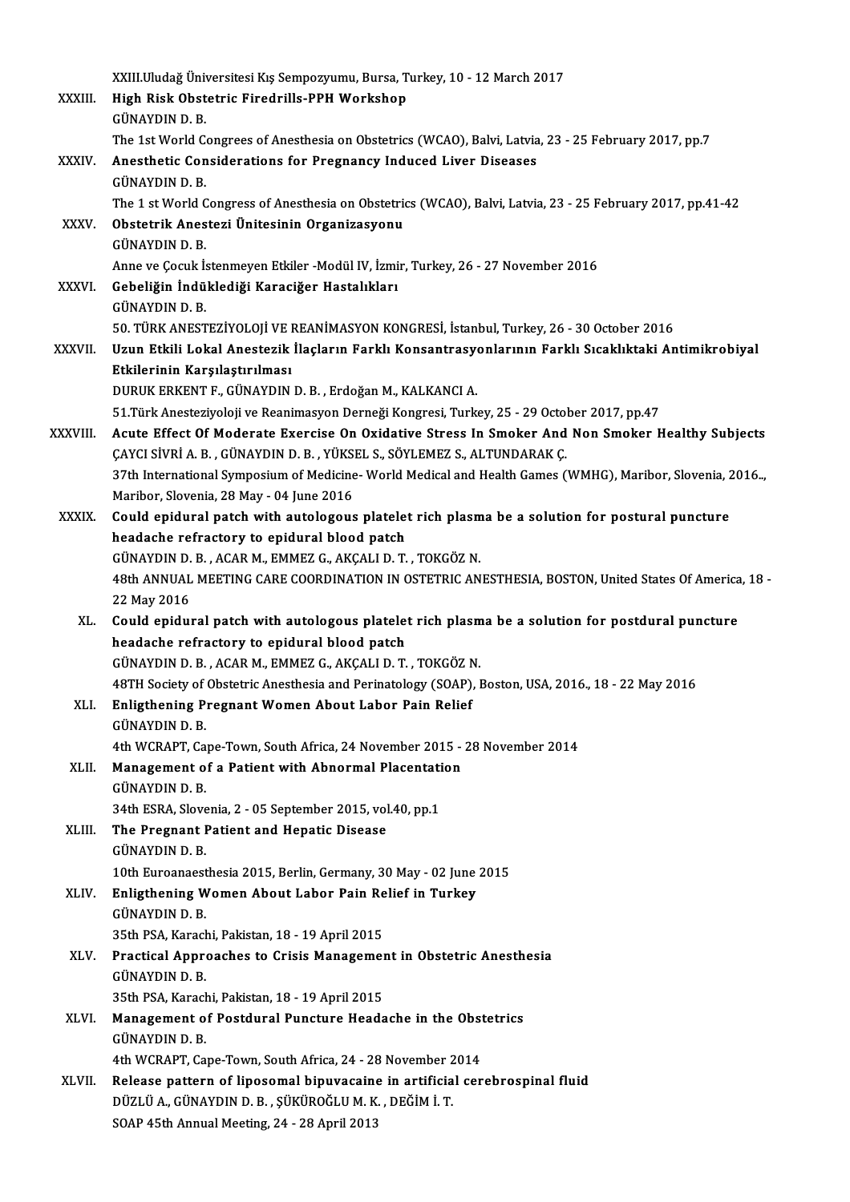XXIII.Uludağ Üniversitesi Kış Sempozyumu, Bursa, Turkey, 10 - 12 March 2017

XXXIII. **High Risk Obstetric Firedrills-PPH Workshop**
GÜNAYDIN D. B.
The 1st World Congrees of Anesthesia on Obstetrics (WCAO), Balvi, Latvia, 23 - 25 February 2017, pp.7

XXXIV. **Anesthetic Considerations for Pregnancy Induced Liver Diseases**
GÜNAYDIN D. B.
The 1 st World Congress of Anesthesia on Obstetrics (WCAO), Balvi, Latvia, 23 - 25 February 2017, pp.41-42

XXXV. **Obstetrik Anestezi Ünitesinin Organizasyonu**
GÜNAYDIN D. B.
Anne ve Çocuk İstenmeyen Etkiler -Modül IV, İzmir, Turkey, 26 - 27 November 2016

XXXVI. **Gebeliğin İndüklediği Karaciğer Hastalıkları**
GÜNAYDIN D. B.
50. TÜRK ANESTEZİYOLOJİ VE REANİMASYON KONGRESİ, İstanbul, Turkey, 26 - 30 October 2016

XXXVII. **Uzun Etkili Lokal Anestezik İlaçların Farklı Konsantrasyonlarının Farklı Sıcaklıktaki Antimikrobiyal Etkilerinin Karşılaştırılması**
DURUK ERKENT F., GÜNAYDIN D. B. , Erdoğan M., KALKANCI A.
51.Türk Anesteziyoloji ve Reanimasyon Derneği Kongresi, Turkey, 25 - 29 October 2017, pp.47

XXXVIII. **Acute Effect Of Moderate Exercise On Oxidative Stress In Smoker And Non Smoker Healthy Subjects**
ÇAYCI SİVRİ A. B. , GÜNAYDIN D. B. , YÜKSEL S., SÖYLEMEZ S., ALTUNDARAK Ç.
37th International Symposium of Medicine- World Medical and Health Games (WMHG), Maribor, Slovenia, 2016.., Maribor, Slovenia, 28 May - 04 June 2016

XXXIX. **Could epidural patch with autologous platelet rich plasma be a solution for postural puncture headache refractory to epidural blood patch**
GÜNAYDIN D. B. , ACAR M., EMMEZ G., AKÇALI D. T. , TOKGÖZ N.
48th ANNUAL MEETING CARE COORDINATION IN OSTETRIC ANESTHESIA, BOSTON, United States Of America, 18 - 22 May 2016

XL. **Could epidural patch with autologous platelet rich plasma be a solution for postdural puncture headache refractory to epidural blood patch**
GÜNAYDIN D. B. , ACAR M., EMMEZ G., AKÇALI D. T. , TOKGÖZ N.
48TH Society of Obstetric Anesthesia and Perinatology (SOAP), Boston, USA, 2016., 18 - 22 May 2016

XLI. **Enligthening Pregnant Women About Labor Pain Relief**
GÜNAYDIN D. B.
4th WCRAPT, Cape-Town, South Africa, 24 November 2015 - 28 November 2014

XLII. **Management of a Patient with Abnormal Placentation**
GÜNAYDIN D. B.
34th ESRA, Slovenia, 2 - 05 September 2015, vol.40, pp.1

XLIII. **The Pregnant Patient and Hepatic Disease**
GÜNAYDIN D. B.
10th Euroanaesthesia 2015, Berlin, Germany, 30 May - 02 June 2015

XLIV. **Enligthening Women About Labor Pain Relief in Turkey**
GÜNAYDIN D. B.
35th PSA, Karachi, Pakistan, 18 - 19 April 2015

XLV. **Practical Approaches to Crisis Management in Obstetric Anesthesia**
GÜNAYDIN D. B.
35th PSA, Karachi, Pakistan, 18 - 19 April 2015

XLVI. **Management of Postdural Puncture Headache in the Obstetrics**
GÜNAYDIN D. B.
4th WCRAPT, Cape-Town, South Africa, 24 - 28 November 2014

XLVII. **Release pattern of liposomal bipuvacaine in artificial cerebrospinal fluid**
DÜZLÜ A., GÜNAYDIN D. B. , ŞÜKÜROĞLU M. K. , DEĞİM İ. T.
SOAP 45th Annual Meeting, 24 - 28 April 2013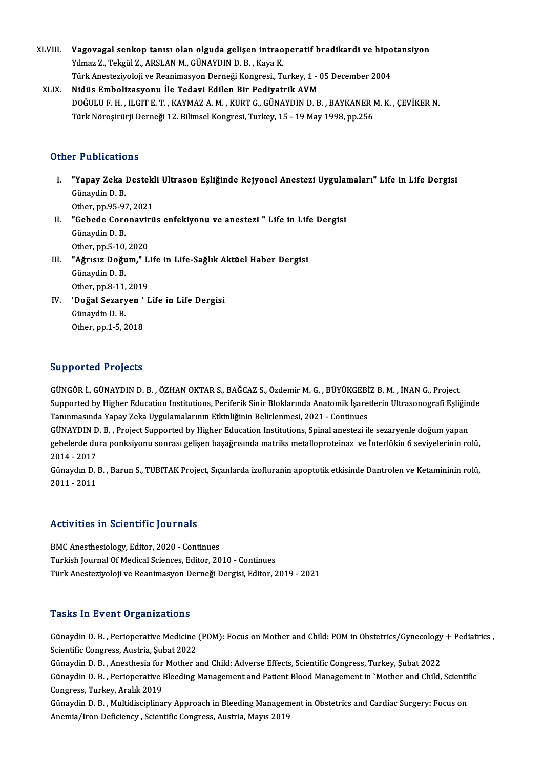XLVIII. **Vagovagal senkop tanısı olan olguda gelişen intraoperatif bradikardi ve hipotansiyon**
Yılmaz Z., Tekgül Z., ARSLAN M., GÜNAYDIN D. B. , Kaya K.
Türk Anesteziyoloji ve Reanimasyon Derneği Kongresi., Turkey, 1 - 05 December 2004

XLIX. **Nidüs Embolizasyonu İle Tedavi Edilen Bir Pediyatrik AVM**
DOĞULU F. H. , ILGIT E. T. , KAYMAZ A. M. , KURT G., GÜNAYDIN D. B. , BAYKANER M. K. , ÇEVİKER N.
Türk Nöroşirürji Derneği 12. Bilimsel Kongresi, Turkey, 15 - 19 May 1998, pp.256

## Other Publications

I. **"Yapay Zeka Destekli Ultrason Eşliğinde Rejyonel Anestezi Uygulamaları" Life in Life Dergisi**
Günaydin D. B.
Other, pp.95-97, 2021

II. **"Gebede Coronavirüs enfekiyonu ve anestezi " Life in Life Dergisi**
Günaydin D. B.
Other, pp.5-10, 2020

III. **"Ağrısız Doğum," Life in Life-Sağlık Aktüel Haber Dergisi**
Günaydin D. B.
Other, pp.8-11, 2019

IV. **'Doğal Sezaryen ' Life in Life Dergisi**
Günaydin D. B.
Other, pp.1-5, 2018

## Supported Projects

GÜNGÖR İ., GÜNAYDIN D. B. , ÖZHAN OKTAR S., BAĞCAZ S., Özdemir M. G. , BÜYÜKGEBİZ B. M. , İNAN G., Project Supported by Higher Education Institutions, Periferik Sinir Bloklarında Anatomik İşaretlerin Ultrasonografi Eşliğinde Tanınmasında Yapay Zeka Uygulamalarının Etkinliğinin Belirlenmesi, 2021 - Continues

GÜNAYDIN D. B. , Project Supported by Higher Education Institutions, Spinal anestezi ile sezaryenle doğum yapan gebelerde dura ponksiyonu sonrası gelişen başağrısında matriks metalloproteinaz ve İnterlökin 6 seviyelerinin rolü, 2014 - 2017

Günaydın D. B. , Barun S., TUBITAK Project, Sıçanlarda izofluranin apoptotik etkisinde Dantrolen ve Ketamininin rolü, 2011 - 2011

## Activities in Scientific Journals

BMC Anesthesiology, Editor, 2020 - Continues
Turkish Journal Of Medical Sciences, Editor, 2010 - Continues
Türk Anesteziyoloji ve Reanimasyon Derneği Dergisi, Editor, 2019 - 2021

## Tasks In Event Organizations

Günaydin D. B. , Perioperative Medicine (POM): Focus on Mother and Child: POM in Obstetrics/Gynecology + Pediatrics , Scientific Congress, Austria, Şubat 2022

Günaydin D. B. , Anesthesia for Mother and Child: Adverse Effects, Scientific Congress, Turkey, Şubat 2022

Günaydin D. B. , Perioperative Bleeding Management and Patient Blood Management in `Mother and Child, Scientific Congress, Turkey, Aralık 2019

Günaydin D. B. , Multidisciplinary Approach in Bleeding Management in Obstetrics and Cardiac Surgery: Focus on Anemia/Iron Deficiency , Scientific Congress, Austria, Mayıs 2019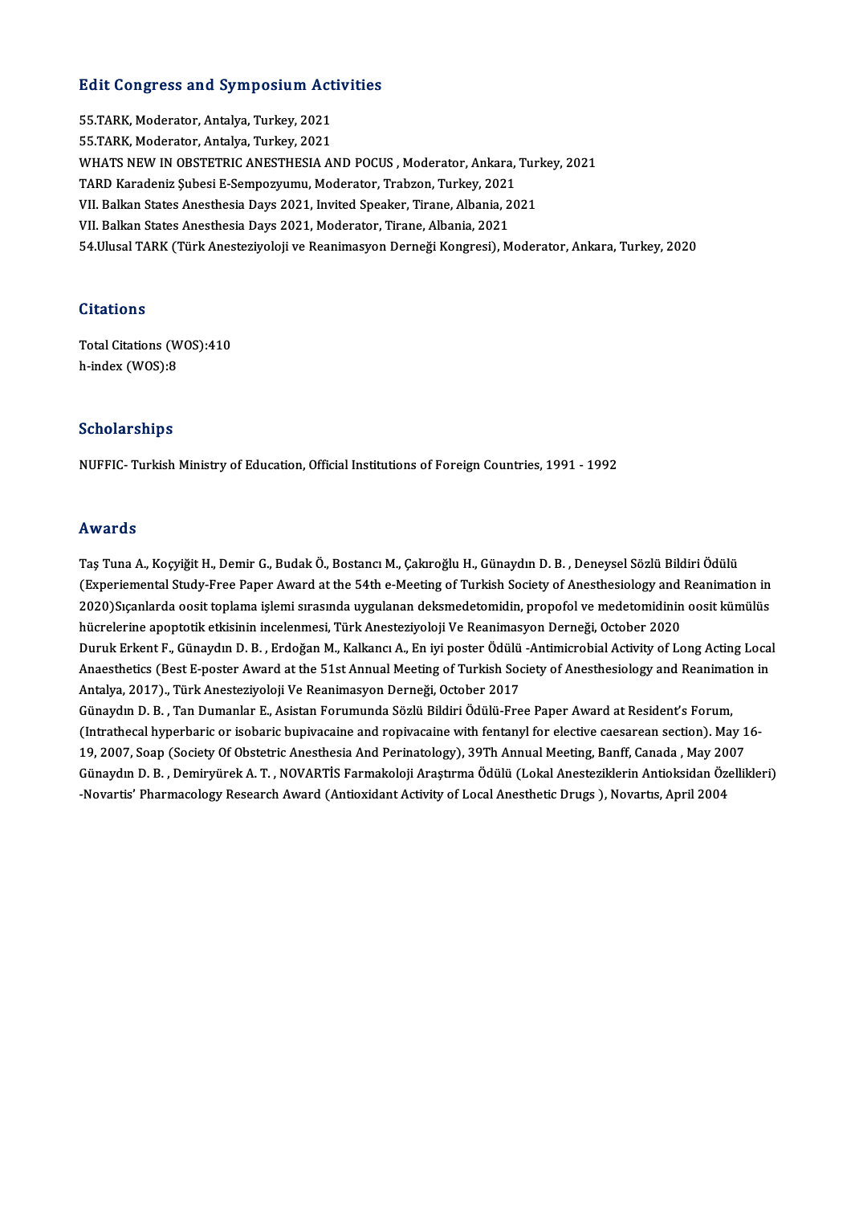## Edit Congress and Symposium Activities

55.TARK, Moderator, Antalya, Turkey, 2021
55.TARK, Moderator, Antalya, Turkey, 2021
WHATS NEW IN OBSTETRIC ANESTHESIA AND POCUS , Moderator, Ankara, Turkey, 2021
TARD Karadeniz Şubesi E-Sempozyumu, Moderator, Trabzon, Turkey, 2021
VII. Balkan States Anesthesia Days 2021, Invited Speaker, Tirane, Albania, 2021
VII. Balkan States Anesthesia Days 2021, Moderator, Tirane, Albania, 2021
54.Ulusal TARK (Türk Anesteziyoloji ve Reanimasyon Derneği Kongresi), Moderator, Ankara, Turkey, 2020

## Citations

Total Citations (WOS):410
h-index (WOS):8

## Scholarships

NUFFIC- Turkish Ministry of Education, Official Institutions of Foreign Countries, 1991 - 1992

## Awards

Taş Tuna A., Koçyiğit H., Demir G., Budak Ö., Bostancı M., Çakıroğlu H., Günaydın D. B. , Deneysel Sözlü Bildiri Ödülü (Experiemental Study-Free Paper Award at the 54th e-Meeting of Turkish Society of Anesthesiology and Reanimation in 2020)Sıçanlarda oosit toplama işlemi sırasında uygulanan deksmedetomidin, propofol ve medetomidinin oosit kümülüs hücrelerine apoptotik etkisinin incelenmesi, Türk Anesteziyoloji Ve Reanimasyon Derneği, October 2020
Duruk Erkent F., Günaydın D. B. , Erdoğan M., Kalkancı A., En iyi poster Ödülü -Antimicrobial Activity of Long Acting Local Anaesthetics (Best E-poster Award at the 51st Annual Meeting of Turkish Society of Anesthesiology and Reanimation in Antalya, 2017)., Türk Anesteziyoloji Ve Reanimasyon Derneği, October 2017
Günaydın D. B. , Tan Dumanlar E., Asistan Forumunda Sözlü Bildiri Ödülü-Free Paper Award at Resident's Forum, (Intrathecal hyperbaric or isobaric bupivacaine and ropivacaine with fentanyl for elective caesarean section). May 16-19, 2007, Soap (Society Of Obstetric Anesthesia And Perinatology), 39Th Annual Meeting, Banff, Canada , May 2007
Günaydın D. B. , Demiryürek A. T. , NOVARTİS Farmakoloji Araştırma Ödülü (Lokal Anesteziklerin Antioksidan Özellikleri) -Novartis' Pharmacology Research Award (Antioxidant Activity of Local Anesthetic Drugs ), Novartıs, April 2004